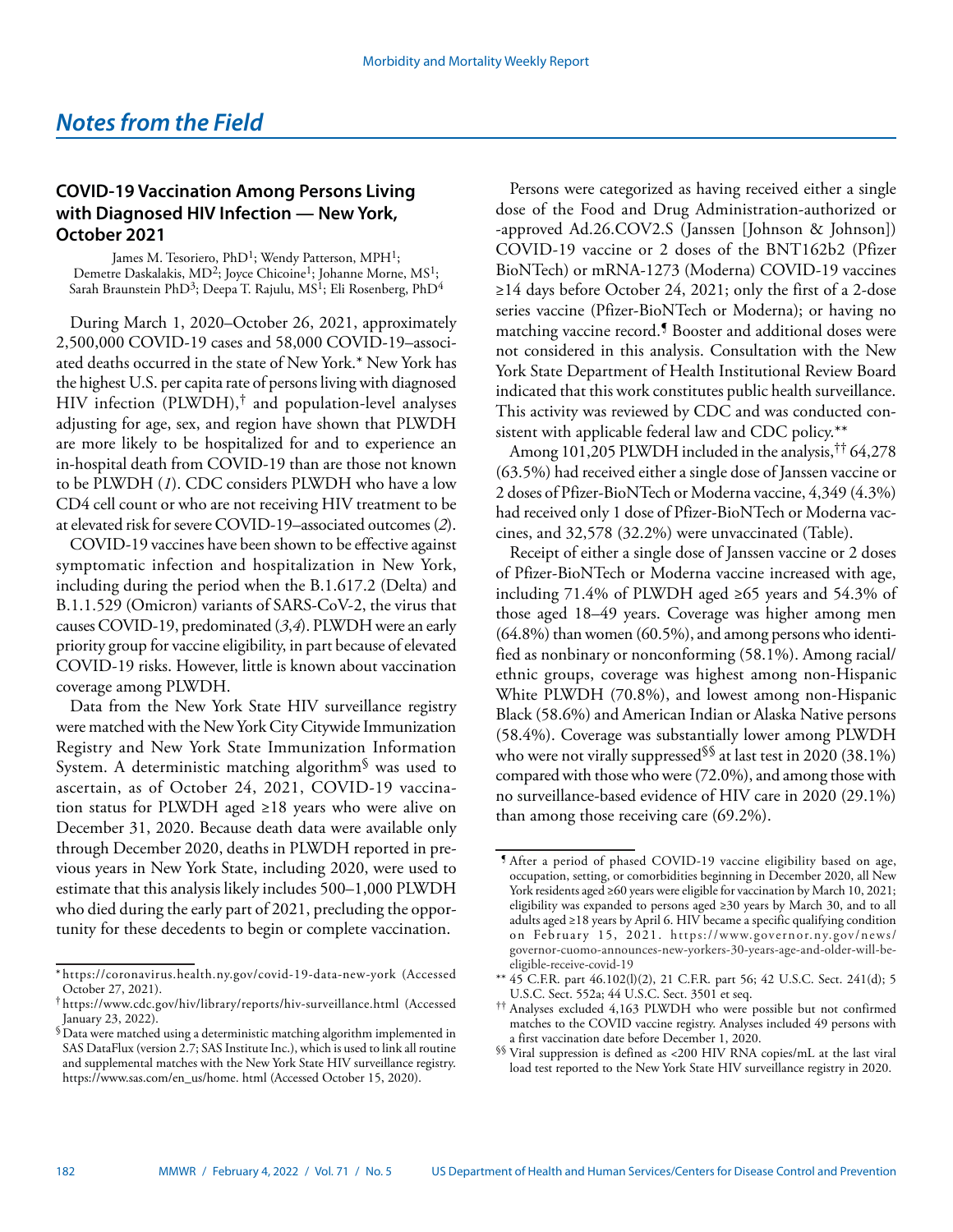## *Notes from the Field*

### COVID-19 Vaccination Among Persons Living with Diagnosed HIV Infection — New York, October 2021

James M. Tesoriero, PhD[1]; Wendy Patterson, MPH[1]; Demetre Daskalakis, MD[2]; Joyce Chicoine[1]; Johanne Morne, MS[1]; Sarah Braunstein PhD[3]; Deepa T. Rajulu, MS[1]; Eli Rosenberg, PhD[4]

During March 1, 2020–October 26, 2021, approximately 2,500,000 COVID-19 cases and 58,000 COVID-19–associated deaths occurred in the state of New York.* New York has the highest U.S. per capita rate of persons living with diagnosed HIV infection (PLWDH),† and population-level analyses adjusting for age, sex, and region have shown that PLWDH are more likely to be hospitalized for and to experience an in-hospital death from COVID-19 than are those not known to be PLWDH (*1*). CDC considers PLWDH who have a low CD4 cell count or who are not receiving HIV treatment to be at elevated risk for severe COVID-19–associated outcomes (*2*).

COVID-19 vaccines have been shown to be effective against symptomatic infection and hospitalization in New York, including during the period when the B.1.617.2 (Delta) and B.1.1.529 (Omicron) variants of SARS-CoV-2, the virus that causes COVID-19, predominated (*3*,*4*). PLWDH were an early priority group for vaccine eligibility, in part because of elevated COVID-19 risks. However, little is known about vaccination coverage among PLWDH.

Data from the New York State HIV surveillance registry were matched with the New York City Citywide Immunization Registry and New York State Immunization Information System. A deterministic matching algorithm§ was used to ascertain, as of October 24, 2021, COVID-19 vaccination status for PLWDH aged ≥18 years who were alive on December 31, 2020. Because death data were available only through December 2020, deaths in PLWDH reported in previous years in New York State, including 2020, were used to estimate that this analysis likely includes 500–1,000 PLWDH who died during the early part of 2021, precluding the opportunity for these decedents to begin or complete vaccination.

Persons were categorized as having received either a single dose of the Food and Drug Administration-authorized or -approved Ad.26.COV2.S (Janssen [Johnson & Johnson]) COVID-19 vaccine or 2 doses of the BNT162b2 (Pfizer BioNTech) or mRNA-1273 (Moderna) COVID-19 vaccines ≥14 days before October 24, 2021; only the first of a 2-dose series vaccine (Pfizer-BioNTech or Moderna); or having no matching vaccine record.¶ Booster and additional doses were not considered in this analysis. Consultation with the New York State Department of Health Institutional Review Board indicated that this work constitutes public health surveillance. This activity was reviewed by CDC and was conducted consistent with applicable federal law and CDC policy.**

Among 101,205 PLWDH included in the analysis,†† 64,278 (63.5%) had received either a single dose of Janssen vaccine or 2 doses of Pfizer-BioNTech or Moderna vaccine, 4,349 (4.3%) had received only 1 dose of Pfizer-BioNTech or Moderna vaccines, and 32,578 (32.2%) were unvaccinated (Table).

Receipt of either a single dose of Janssen vaccine or 2 doses of Pfizer-BioNTech or Moderna vaccine increased with age, including 71.4% of PLWDH aged ≥65 years and 54.3% of those aged 18–49 years. Coverage was higher among men (64.8%) than women (60.5%), and among persons who identified as nonbinary or nonconforming (58.1%). Among racial/ethnic groups, coverage was highest among non-Hispanic White PLWDH (70.8%), and lowest among non-Hispanic Black (58.6%) and American Indian or Alaska Native persons (58.4%). Coverage was substantially lower among PLWDH who were not virally suppressed§§ at last test in 2020 (38.1%) compared with those who were (72.0%), and among those with no surveillance-based evidence of HIV care in 2020 (29.1%) than among those receiving care (69.2%).

---

\* https://coronavirus.health.ny.gov/covid-19-data-new-york (Accessed October 27, 2021).

† https://www.cdc.gov/hiv/library/reports/hiv-surveillance.html (Accessed January 23, 2022).

§ Data were matched using a deterministic matching algorithm implemented in SAS DataFlux (version 2.7; SAS Institute Inc.), which is used to link all routine and supplemental matches with the New York State HIV surveillance registry. https://www.sas.com/en_us/home. html (Accessed October 15, 2020).

¶ After a period of phased COVID-19 vaccine eligibility based on age, occupation, setting, or comorbidities beginning in December 2020, all New York residents aged ≥60 years were eligible for vaccination by March 10, 2021; eligibility was expanded to persons aged ≥30 years by March 30, and to all adults aged ≥18 years by April 6. HIV became a specific qualifying condition on February 15, 2021. https://www.governor.ny.gov/news/governor-cuomo-announces-new-yorkers-30-years-age-and-older-will-be-eligible-receive-covid-19

** 45 C.F.R. part 46.102(l)(2), 21 C.F.R. part 56; 42 U.S.C. Sect. 241(d); 5 U.S.C. Sect. 552a; 44 U.S.C. Sect. 3501 et seq.

†† Analyses excluded 4,163 PLWDH who were possible but not confirmed matches to the COVID vaccine registry. Analyses included 49 persons with a first vaccination date before December 1, 2020.

§§ Viral suppression is defined as <200 HIV RNA copies/mL at the last viral load test reported to the New York State HIV surveillance registry in 2020.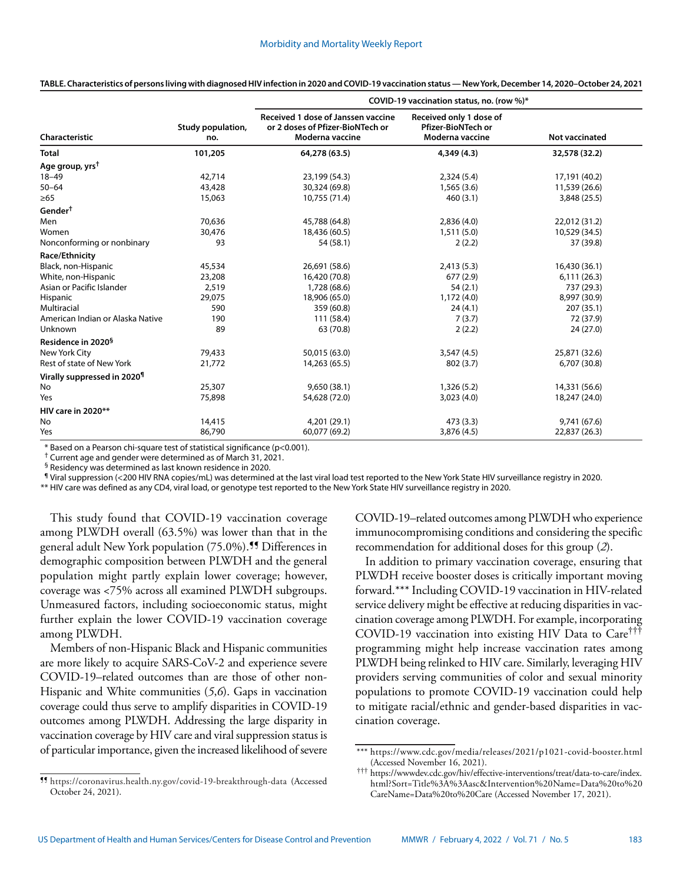**TABLE. Characteristics of persons living with diagnosed HIV infection in 2020 and COVID-19 vaccination status — New York, December 14, 2020–October 24, 2021**

| Characteristic | Study population, no. | COVID-19 vaccination status, no. (row %)* | | |
|---|---|---|---|---|
| | | Received 1 dose of Janssen vaccine or 2 doses of Pfizer-BioNTech or Moderna vaccine | Received only 1 dose of Pfizer-BioNTech or Moderna vaccine | Not vaccinated |
| **Total** | **101,205** | **64,278 (63.5)** | **4,349 (4.3)** | **32,578 (32.2)** |
| **Age group, yrs†** | | | | |
| 18–49 | 42,714 | 23,199 (54.3) | 2,324 (5.4) | 17,191 (40.2) |
| 50–64 | 43,428 | 30,324 (69.8) | 1,565 (3.6) | 11,539 (26.6) |
| ≥65 | 15,063 | 10,755 (71.4) | 460 (3.1) | 3,848 (25.5) |
| **Gender†** | | | | |
| Men | 70,636 | 45,788 (64.8) | 2,836 (4.0) | 22,012 (31.2) |
| Women | 30,476 | 18,436 (60.5) | 1,511 (5.0) | 10,529 (34.5) |
| Nonconforming or nonbinary | 93 | 54 (58.1) | 2 (2.2) | 37 (39.8) |
| **Race/Ethnicity** | | | | |
| Black, non-Hispanic | 45,534 | 26,691 (58.6) | 2,413 (5.3) | 16,430 (36.1) |
| White, non-Hispanic | 23,208 | 16,420 (70.8) | 677 (2.9) | 6,111 (26.3) |
| Asian or Pacific Islander | 2,519 | 1,728 (68.6) | 54 (2.1) | 737 (29.3) |
| Hispanic | 29,075 | 18,906 (65.0) | 1,172 (4.0) | 8,997 (30.9) |
| Multiracial | 590 | 359 (60.8) | 24 (4.1) | 207 (35.1) |
| American Indian or Alaska Native | 190 | 111 (58.4) | 7 (3.7) | 72 (37.9) |
| Unknown | 89 | 63 (70.8) | 2 (2.2) | 24 (27.0) |
| **Residence in 2020§** | | | | |
| New York City | 79,433 | 50,015 (63.0) | 3,547 (4.5) | 25,871 (32.6) |
| Rest of state of New York | 21,772 | 14,263 (65.5) | 802 (3.7) | 6,707 (30.8) |
| **Virally suppressed in 2020¶** | | | | |
| No | 25,307 | 9,650 (38.1) | 1,326 (5.2) | 14,331 (56.6) |
| Yes | 75,898 | 54,628 (72.0) | 3,023 (4.0) | 18,247 (24.0) |
| **HIV care in 2020**** | | | | |
| No | 14,415 | 4,201 (29.1) | 473 (3.3) | 9,741 (67.6) |
| Yes | 86,790 | 60,077 (69.2) | 3,876 (4.5) | 22,837 (26.3) |

* Based on a Pearson chi-square test of statistical significance (p<0.001).
† Current age and gender were determined as of March 31, 2021.
§ Residency was determined as last known residence in 2020.
¶ Viral suppression (<200 HIV RNA copies/mL) was determined at the last viral load test reported to the New York State HIV surveillance registry in 2020.
** HIV care was defined as any CD4, viral load, or genotype test reported to the New York State HIV surveillance registry in 2020.

This study found that COVID-19 vaccination coverage among PLWDH overall (63.5%) was lower than that in the general adult New York population (75.0%).¶¶ Differences in demographic composition between PLWDH and the general population might partly explain lower coverage; however, coverage was <75% across all examined PLWDH subgroups. Unmeasured factors, including socioeconomic status, might further explain the lower COVID-19 vaccination coverage among PLWDH.

Members of non-Hispanic Black and Hispanic communities are more likely to acquire SARS-CoV-2 and experience severe COVID-19–related outcomes than are those of other non-Hispanic and White communities (*5*,*6*). Gaps in vaccination coverage could thus serve to amplify disparities in COVID-19 outcomes among PLWDH. Addressing the large disparity in vaccination coverage by HIV care and viral suppression status is of particular importance, given the increased likelihood of severe COVID-19–related outcomes among PLWDH who experience immunocompromising conditions and considering the specific recommendation for additional doses for this group (*2*).

In addition to primary vaccination coverage, ensuring that PLWDH receive booster doses is critically important moving forward.*** Including COVID-19 vaccination in HIV-related service delivery might be effective at reducing disparities in vaccination coverage among PLWDH. For example, incorporating COVID-19 vaccination into existing HIV Data to Care††† programming might help increase vaccination rates among PLWDH being relinked to HIV care. Similarly, leveraging HIV providers serving communities of color and sexual minority populations to promote COVID-19 vaccination could help to mitigate racial/ethnic and gender-based disparities in vaccination coverage.

¶¶ https://coronavirus.health.ny.gov/covid-19-breakthrough-data (Accessed October 24, 2021).

*** https://www.cdc.gov/media/releases/2021/p1021-covid-booster.html (Accessed November 16, 2021).

††† https://wwwdev.cdc.gov/hiv/effective-interventions/treat/data-to-care/index.html?Sort=Title%3A%3Aasc&Intervention%20Name=Data%20to%20CareName=Data%20to%20Care (Accessed November 17, 2021).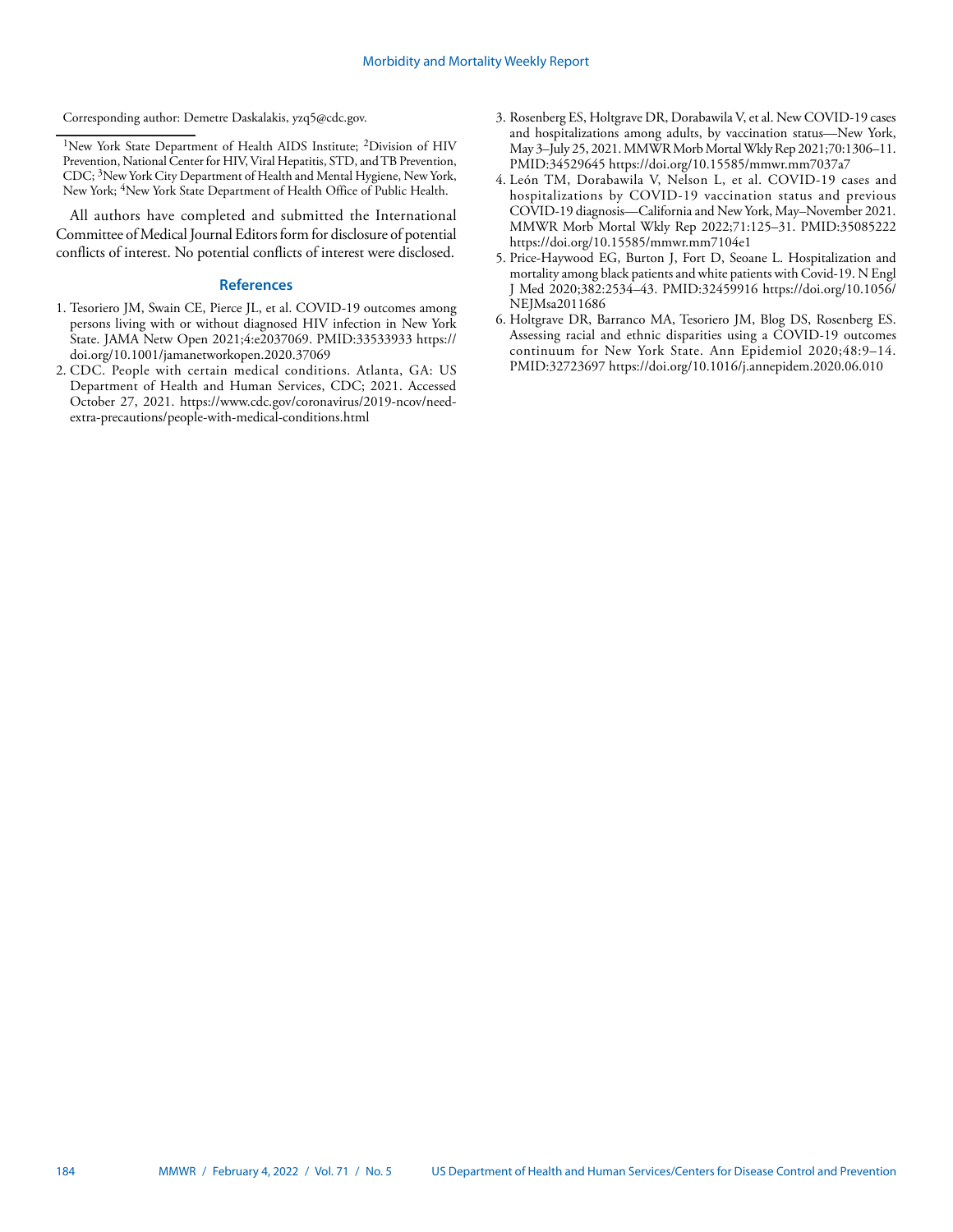Corresponding author: Demetre Daskalakis, yzq5@cdc.gov.

---

[1]New York State Department of Health AIDS Institute; [2]Division of HIV Prevention, National Center for HIV, Viral Hepatitis, STD, and TB Prevention, CDC; [3]New York City Department of Health and Mental Hygiene, New York, New York; [4]New York State Department of Health Office of Public Health.

All authors have completed and submitted the International Committee of Medical Journal Editors form for disclosure of potential conflicts of interest. No potential conflicts of interest were disclosed.

## References

1. Tesoriero JM, Swain CE, Pierce JL, et al. COVID-19 outcomes among persons living with or without diagnosed HIV infection in New York State. JAMA Netw Open 2021;4:e2037069. PMID:33533933 https://doi.org/10.1001/jamanetworkopen.2020.37069
2. CDC. People with certain medical conditions. Atlanta, GA: US Department of Health and Human Services, CDC; 2021. Accessed October 27, 2021. https://www.cdc.gov/coronavirus/2019-ncov/need-extra-precautions/people-with-medical-conditions.html
3. Rosenberg ES, Holtgrave DR, Dorabawila V, et al. New COVID-19 cases and hospitalizations among adults, by vaccination status—New York, May 3–July 25, 2021. MMWR Morb Mortal Wkly Rep 2021;70:1306–11. PMID:34529645 https://doi.org/10.15585/mmwr.mm7037a7
4. León TM, Dorabawila V, Nelson L, et al. COVID-19 cases and hospitalizations by COVID-19 vaccination status and previous COVID-19 diagnosis—California and New York, May–November 2021. MMWR Morb Mortal Wkly Rep 2022;71:125–31. PMID:35085222 https://doi.org/10.15585/mmwr.mm7104e1
5. Price-Haywood EG, Burton J, Fort D, Seoane L. Hospitalization and mortality among black patients and white patients with Covid-19. N Engl J Med 2020;382:2534–43. PMID:32459916 https://doi.org/10.1056/NEJMsa2011686
6. Holtgrave DR, Barranco MA, Tesoriero JM, Blog DS, Rosenberg ES. Assessing racial and ethnic disparities using a COVID-19 outcomes continuum for New York State. Ann Epidemiol 2020;48:9–14. PMID:32723697 https://doi.org/10.1016/j.annepidem.2020.06.010